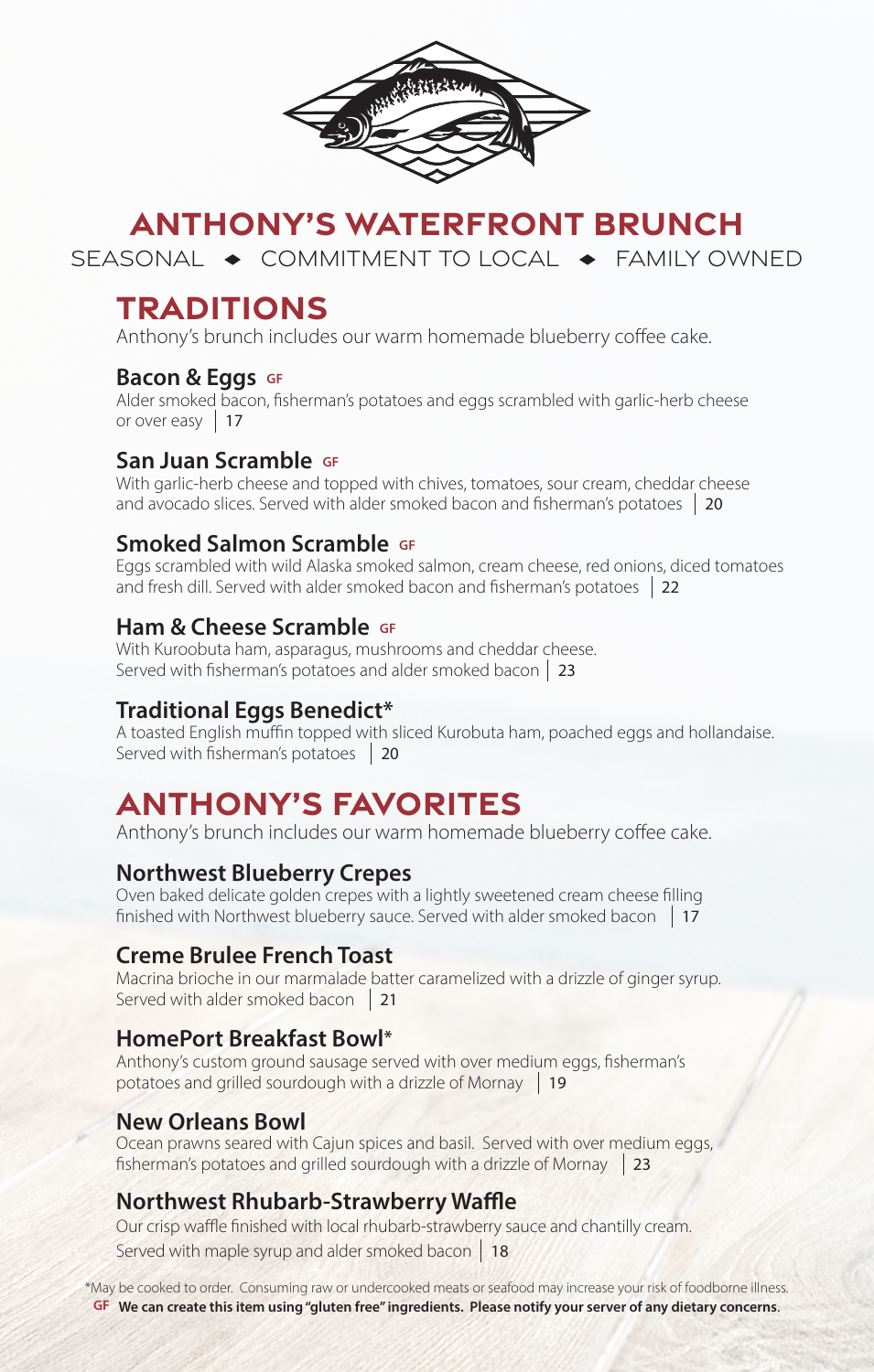# ANTHONY'S WATERFRONT BRUNCH

SEASONAL ◆ COMMITMENT TO LOCAL ◆ FAMILY OWNED

## TRADITIONS

Anthony's brunch includes our warm homemade blueberry coffee cake.

### Bacon & Eggs GF

Alder smoked bacon, fisherman's potatoes and eggs scrambled with garlic-herb cheese or over easy | 17

### San Juan Scramble GF

With garlic-herb cheese and topped with chives, tomatoes, sour cream, cheddar cheese and avocado slices. Served with alder smoked bacon and fisherman's potatoes | 20

### Smoked Salmon Scramble GF

Eggs scrambled with wild Alaska smoked salmon, cream cheese, red onions, diced tomatoes and fresh dill. Served with alder smoked bacon and fisherman's potatoes | 22

### Ham & Cheese Scramble GF

With Kuroobuta ham, asparagus, mushrooms and cheddar cheese. Served with fisherman's potatoes and alder smoked bacon | 23

### Traditional Eggs Benedict*

A toasted English muffin topped with sliced Kurobuta ham, poached eggs and hollandaise. Served with fisherman's potatoes | 20

## ANTHONY'S FAVORITES

Anthony's brunch includes our warm homemade blueberry coffee cake.

### Northwest Blueberry Crepes

Oven baked delicate golden crepes with a lightly sweetened cream cheese filling finished with Northwest blueberry sauce. Served with alder smoked bacon | 17

### Creme Brulee French Toast

Macrina brioche in our marmalade batter caramelized with a drizzle of ginger syrup. Served with alder smoked bacon | 21

### HomePort Breakfast Bowl*

Anthony's custom ground sausage served with over medium eggs, fisherman's potatoes and grilled sourdough with a drizzle of Mornay | 19

### New Orleans Bowl

Ocean prawns seared with Cajun spices and basil. Served with over medium eggs, fisherman's potatoes and grilled sourdough with a drizzle of Mornay | 23

### Northwest Rhubarb-Strawberry Waffle

Our crisp waffle finished with local rhubarb-strawberry sauce and chantilly cream. Served with maple syrup and alder smoked bacon | 18

*May be cooked to order. Consuming raw or undercooked meats or seafood may increase your risk of foodborne illness.

**GF We can create this item using "gluten free" ingredients. Please notify your server of any dietary concerns.**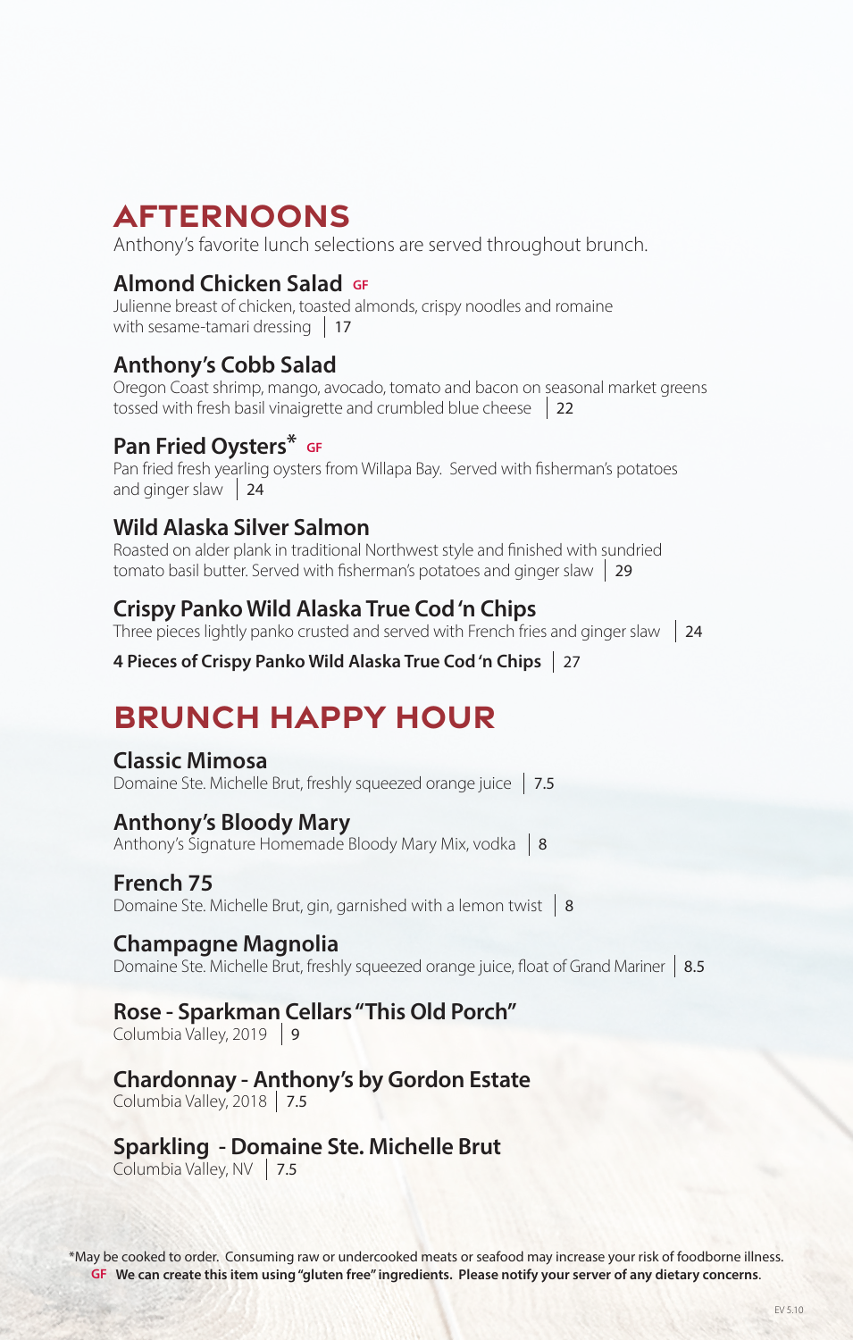# AFTERNOONS

Anthony's favorite lunch selections are served throughout brunch.

### Almond Chicken Salad GF

Julienne breast of chicken, toasted almonds, crispy noodles and romaine with sesame-tamari dressing | 17

### Anthony's Cobb Salad

Oregon Coast shrimp, mango, avocado, tomato and bacon on seasonal market greens tossed with fresh basil vinaigrette and crumbled blue cheese | 22

### Pan Fried Oysters* GF

Pan fried fresh yearling oysters from Willapa Bay. Served with fisherman's potatoes and ginger slaw | 24

### Wild Alaska Silver Salmon

Roasted on alder plank in traditional Northwest style and finished with sundried tomato basil butter. Served with fisherman's potatoes and ginger slaw | 29

### Crispy Panko Wild Alaska True Cod 'n Chips

Three pieces lightly panko crusted and served with French fries and ginger slaw | 24

**4 Pieces of Crispy Panko Wild Alaska True Cod 'n Chips** | 27

# BRUNCH HAPPY HOUR

### Classic Mimosa

Domaine Ste. Michelle Brut, freshly squeezed orange juice | 7.5

### Anthony's Bloody Mary

Anthony's Signature Homemade Bloody Mary Mix, vodka | 8

### French 75

Domaine Ste. Michelle Brut, gin, garnished with a lemon twist | 8

### Champagne Magnolia

Domaine Ste. Michelle Brut, freshly squeezed orange juice, float of Grand Mariner | 8.5

### Rose - Sparkman Cellars "This Old Porch"

Columbia Valley, 2019 | 9

### Chardonnay - Anthony's by Gordon Estate

Columbia Valley, 2018 | 7.5

### Sparkling - Domaine Ste. Michelle Brut

Columbia Valley, NV | 7.5

*May be cooked to order. Consuming raw or undercooked meats or seafood may increase your risk of foodborne illness.

**GF We can create this item using "gluten free" ingredients. Please notify your server of any dietary concerns.**

EV 5.10